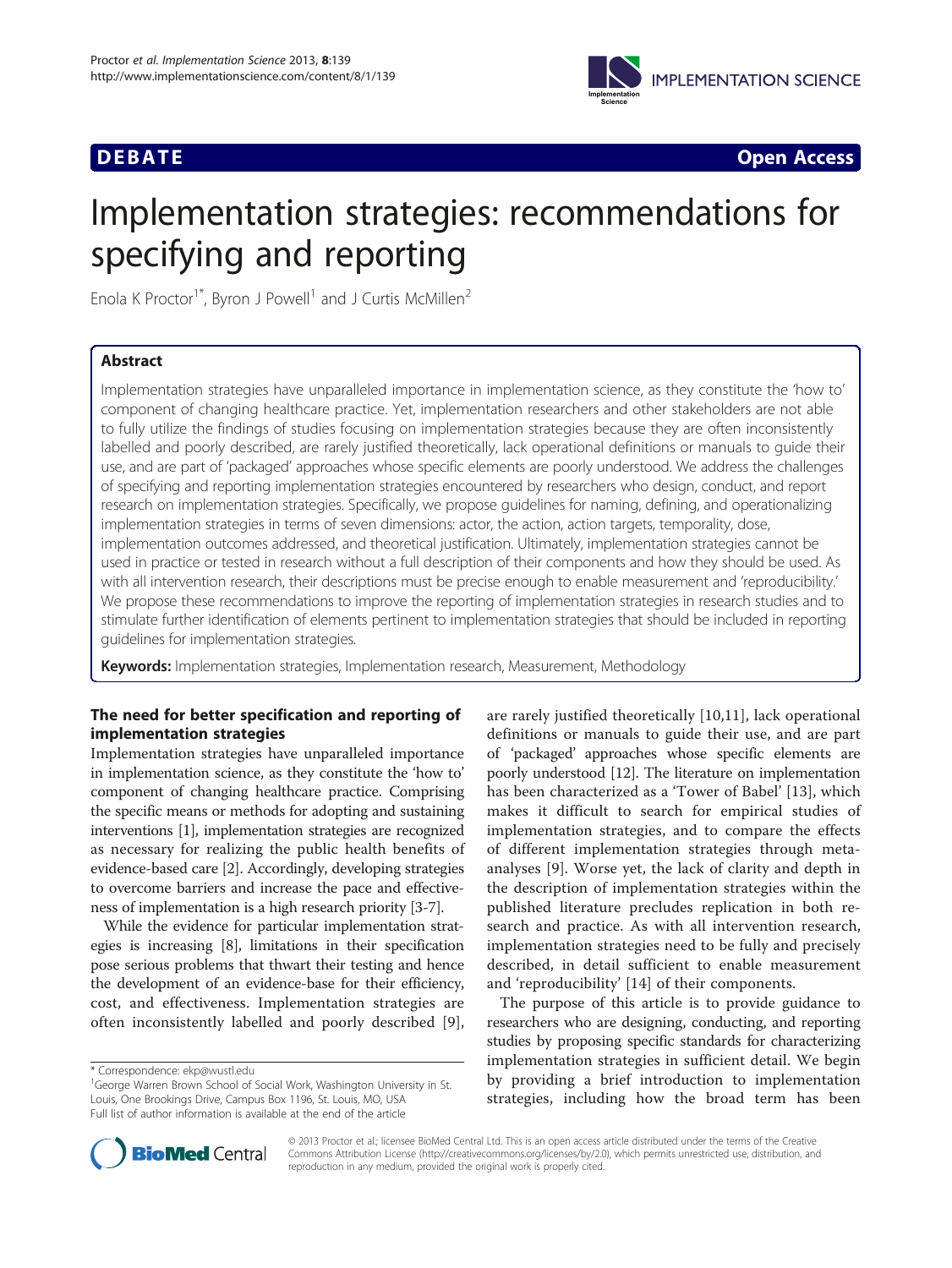DEBATE Open Access

# Implementation strategies: recommendations for specifying and reporting

Enola K Proctor[1*], Byron J Powell[1] and J Curtis McMillen[2]

## Abstract

Implementation strategies have unparalleled importance in implementation science, as they constitute the 'how to' component of changing healthcare practice. Yet, implementation researchers and other stakeholders are not able to fully utilize the findings of studies focusing on implementation strategies because they are often inconsistently labelled and poorly described, are rarely justified theoretically, lack operational definitions or manuals to guide their use, and are part of 'packaged' approaches whose specific elements are poorly understood. We address the challenges of specifying and reporting implementation strategies encountered by researchers who design, conduct, and report research on implementation strategies. Specifically, we propose guidelines for naming, defining, and operationalizing implementation strategies in terms of seven dimensions: actor, the action, action targets, temporality, dose, implementation outcomes addressed, and theoretical justification. Ultimately, implementation strategies cannot be used in practice or tested in research without a full description of their components and how they should be used. As with all intervention research, their descriptions must be precise enough to enable measurement and 'reproducibility.' We propose these recommendations to improve the reporting of implementation strategies in research studies and to stimulate further identification of elements pertinent to implementation strategies that should be included in reporting guidelines for implementation strategies.

**Keywords:** Implementation strategies, Implementation research, Measurement, Methodology

## The need for better specification and reporting of implementation strategies

Implementation strategies have unparalleled importance in implementation science, as they constitute the 'how to' component of changing healthcare practice. Comprising the specific means or methods for adopting and sustaining interventions [1], implementation strategies are recognized as necessary for realizing the public health benefits of evidence-based care [2]. Accordingly, developing strategies to overcome barriers and increase the pace and effectiveness of implementation is a high research priority [3-7].

While the evidence for particular implementation strategies is increasing [8], limitations in their specification pose serious problems that thwart their testing and hence the development of an evidence-base for their efficiency, cost, and effectiveness. Implementation strategies are often inconsistently labelled and poorly described [9], are rarely justified theoretically [10,11], lack operational definitions or manuals to guide their use, and are part of 'packaged' approaches whose specific elements are poorly understood [12]. The literature on implementation has been characterized as a 'Tower of Babel' [13], which makes it difficult to search for empirical studies of implementation strategies, and to compare the effects of different implementation strategies through meta-analyses [9]. Worse yet, the lack of clarity and depth in the description of implementation strategies within the published literature precludes replication in both research and practice. As with all intervention research, implementation strategies need to be fully and precisely described, in detail sufficient to enable measurement and 'reproducibility' [14] of their components.

The purpose of this article is to provide guidance to researchers who are designing, conducting, and reporting studies by proposing specific standards for characterizing implementation strategies in sufficient detail. We begin by providing a brief introduction to implementation strategies, including how the broad term has been

\* Correspondence: ekp@wustl.edu
[1]George Warren Brown School of Social Work, Washington University in St. Louis, One Brookings Drive, Campus Box 1196, St. Louis, MO, USA
Full list of author information is available at the end of the article

© 2013 Proctor et al.; licensee BioMed Central Ltd. This is an open access article distributed under the terms of the Creative Commons Attribution License (http://creativecommons.org/licenses/by/2.0), which permits unrestricted use, distribution, and reproduction in any medium, provided the original work is properly cited.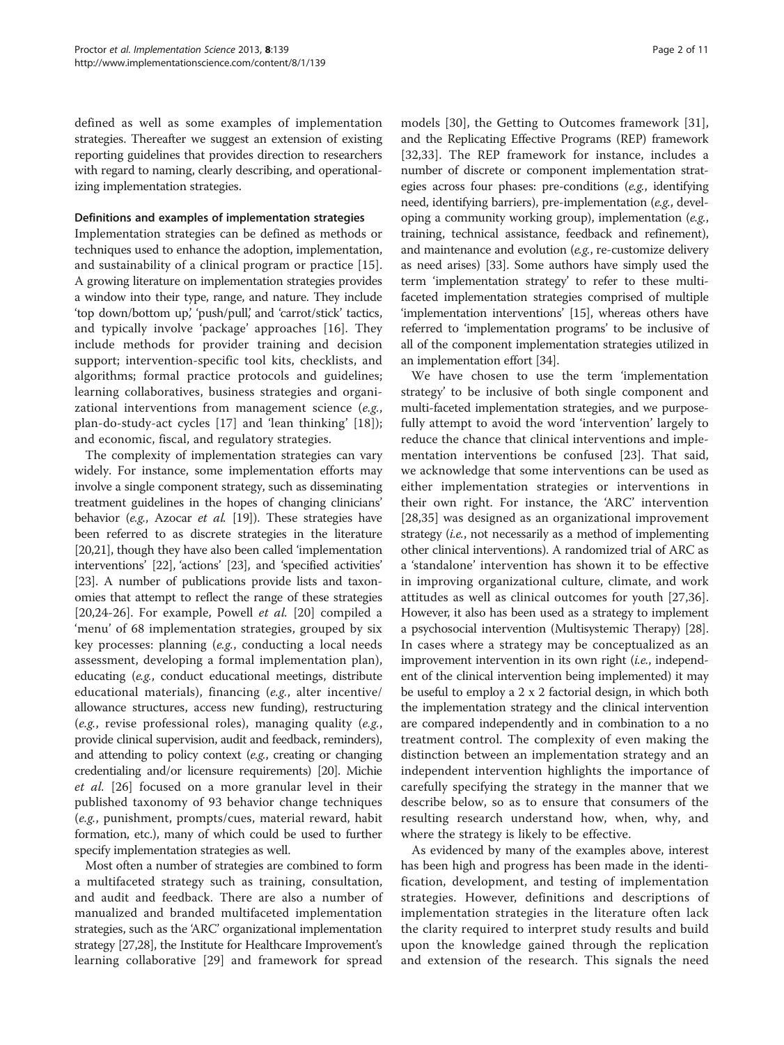defined as well as some examples of implementation strategies. Thereafter we suggest an extension of existing reporting guidelines that provides direction to researchers with regard to naming, clearly describing, and operationalizing implementation strategies.

### Definitions and examples of implementation strategies

Implementation strategies can be defined as methods or techniques used to enhance the adoption, implementation, and sustainability of a clinical program or practice [15]. A growing literature on implementation strategies provides a window into their type, range, and nature. They include 'top down/bottom up', 'push/pull', and 'carrot/stick' tactics, and typically involve 'package' approaches [16]. They include methods for provider training and decision support; intervention-specific tool kits, checklists, and algorithms; formal practice protocols and guidelines; learning collaboratives, business strategies and organizational interventions from management science (*e.g.*, plan-do-study-act cycles [17] and 'lean thinking' [18]); and economic, fiscal, and regulatory strategies.

The complexity of implementation strategies can vary widely. For instance, some implementation efforts may involve a single component strategy, such as disseminating treatment guidelines in the hopes of changing clinicians' behavior (*e.g.*, Azocar *et al.* [19]). These strategies have been referred to as discrete strategies in the literature [20,21], though they have also been called 'implementation interventions' [22], 'actions' [23], and 'specified activities' [23]. A number of publications provide lists and taxonomies that attempt to reflect the range of these strategies [20,24-26]. For example, Powell *et al.* [20] compiled a 'menu' of 68 implementation strategies, grouped by six key processes: planning (*e.g.*, conducting a local needs assessment, developing a formal implementation plan), educating (*e.g.*, conduct educational meetings, distribute educational materials), financing (*e.g.*, alter incentive/allowance structures, access new funding), restructuring (*e.g.*, revise professional roles), managing quality (*e.g.*, provide clinical supervision, audit and feedback, reminders), and attending to policy context (*e.g.*, creating or changing credentialing and/or licensure requirements) [20]. Michie *et al.* [26] focused on a more granular level in their published taxonomy of 93 behavior change techniques (*e.g.*, punishment, prompts/cues, material reward, habit formation, etc.), many of which could be used to further specify implementation strategies as well.

Most often a number of strategies are combined to form a multifaceted strategy such as training, consultation, and audit and feedback. There are also a number of manualized and branded multifaceted implementation strategies, such as the 'ARC' organizational implementation strategy [27,28], the Institute for Healthcare Improvement's learning collaborative [29] and framework for spread models [30], the Getting to Outcomes framework [31], and the Replicating Effective Programs (REP) framework [32,33]. The REP framework for instance, includes a number of discrete or component implementation strategies across four phases: pre-conditions (*e.g.*, identifying need, identifying barriers), pre-implementation (*e.g.*, developing a community working group), implementation (*e.g.*, training, technical assistance, feedback and refinement), and maintenance and evolution (*e.g.*, re-customize delivery as need arises) [33]. Some authors have simply used the term 'implementation strategy' to refer to these multifaceted implementation strategies comprised of multiple 'implementation interventions' [15], whereas others have referred to 'implementation programs' to be inclusive of all of the component implementation strategies utilized in an implementation effort [34].

We have chosen to use the term 'implementation strategy' to be inclusive of both single component and multi-faceted implementation strategies, and we purposefully attempt to avoid the word 'intervention' largely to reduce the chance that clinical interventions and implementation interventions be confused [23]. That said, we acknowledge that some interventions can be used as either implementation strategies or interventions in their own right. For instance, the 'ARC' intervention [28,35] was designed as an organizational improvement strategy (*i.e.*, not necessarily as a method of implementing other clinical interventions). A randomized trial of ARC as a 'standalone' intervention has shown it to be effective in improving organizational culture, climate, and work attitudes as well as clinical outcomes for youth [27,36]. However, it also has been used as a strategy to implement a psychosocial intervention (Multisystemic Therapy) [28]. In cases where a strategy may be conceptualized as an improvement intervention in its own right (*i.e.*, independent of the clinical intervention being implemented) it may be useful to employ a 2 x 2 factorial design, in which both the implementation strategy and the clinical intervention are compared independently and in combination to a no treatment control. The complexity of even making the distinction between an implementation strategy and an independent intervention highlights the importance of carefully specifying the strategy in the manner that we describe below, so as to ensure that consumers of the resulting research understand how, when, why, and where the strategy is likely to be effective.

As evidenced by many of the examples above, interest has been high and progress has been made in the identification, development, and testing of implementation strategies. However, definitions and descriptions of implementation strategies in the literature often lack the clarity required to interpret study results and build upon the knowledge gained through the replication and extension of the research. This signals the need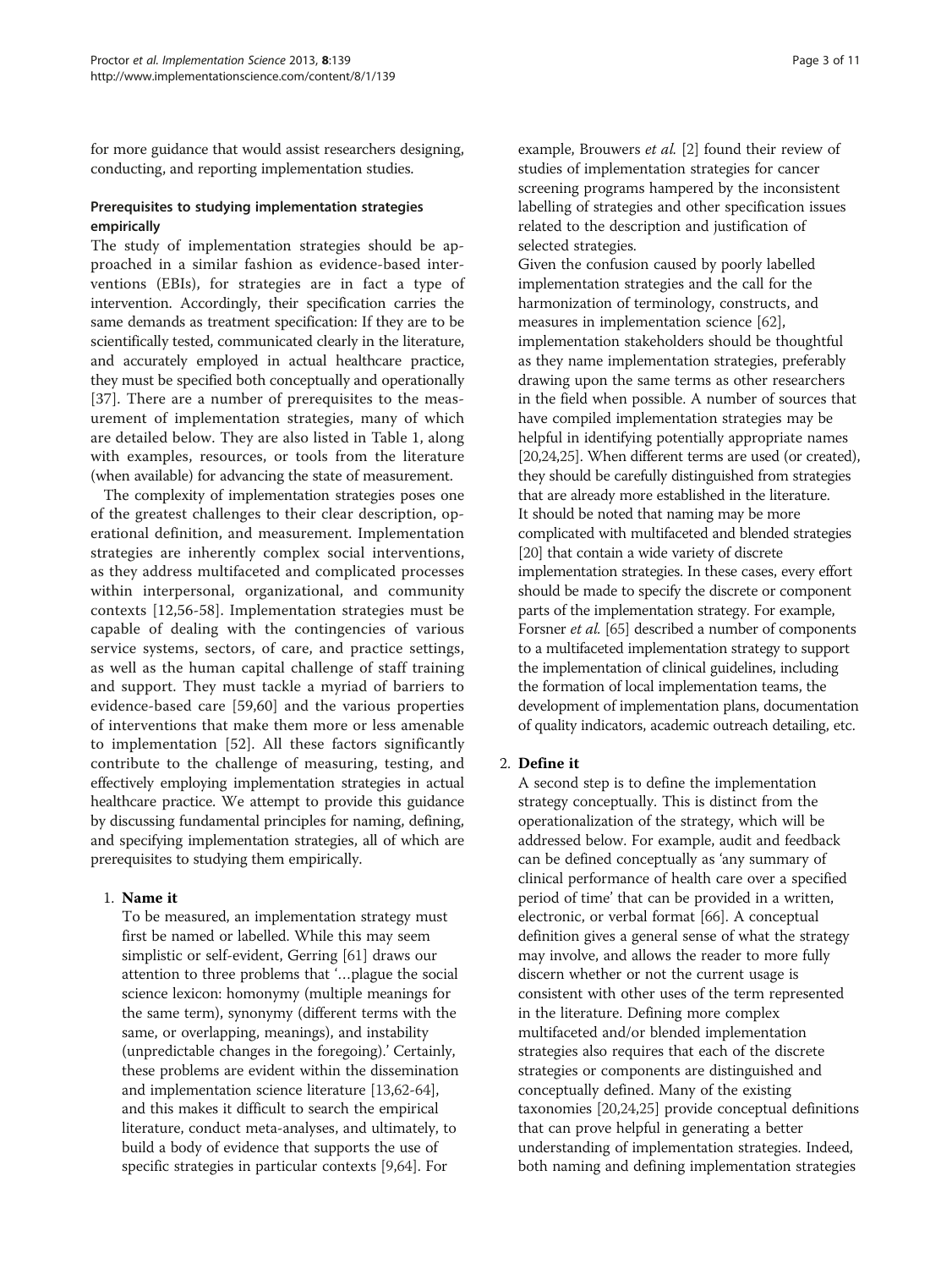for more guidance that would assist researchers designing, conducting, and reporting implementation studies.

### Prerequisites to studying implementation strategies empirically

The study of implementation strategies should be approached in a similar fashion as evidence-based interventions (EBIs), for strategies are in fact a type of intervention. Accordingly, their specification carries the same demands as treatment specification: If they are to be scientifically tested, communicated clearly in the literature, and accurately employed in actual healthcare practice, they must be specified both conceptually and operationally [37]. There are a number of prerequisites to the measurement of implementation strategies, many of which are detailed below. They are also listed in Table 1, along with examples, resources, or tools from the literature (when available) for advancing the state of measurement.

The complexity of implementation strategies poses one of the greatest challenges to their clear description, operational definition, and measurement. Implementation strategies are inherently complex social interventions, as they address multifaceted and complicated processes within interpersonal, organizational, and community contexts [12,56-58]. Implementation strategies must be capable of dealing with the contingencies of various service systems, sectors, of care, and practice settings, as well as the human capital challenge of staff training and support. They must tackle a myriad of barriers to evidence-based care [59,60] and the various properties of interventions that make them more or less amenable to implementation [52]. All these factors significantly contribute to the challenge of measuring, testing, and effectively employing implementation strategies in actual healthcare practice. We attempt to provide this guidance by discussing fundamental principles for naming, defining, and specifying implementation strategies, all of which are prerequisites to studying them empirically.

1. **Name it**

   To be measured, an implementation strategy must first be named or labelled. While this may seem simplistic or self-evident, Gerring [61] draws our attention to three problems that '…plague the social science lexicon: homonymy (multiple meanings for the same term), synonymy (different terms with the same, or overlapping, meanings), and instability (unpredictable changes in the foregoing).' Certainly, these problems are evident within the dissemination and implementation science literature [13,62-64], and this makes it difficult to search the empirical literature, conduct meta-analyses, and ultimately, to build a body of evidence that supports the use of specific strategies in particular contexts [9,64]. For example, Brouwers *et al.* [2] found their review of studies of implementation strategies for cancer screening programs hampered by the inconsistent labelling of strategies and other specification issues related to the description and justification of selected strategies.

   Given the confusion caused by poorly labelled implementation strategies and the call for the harmonization of terminology, constructs, and measures in implementation science [62], implementation stakeholders should be thoughtful as they name implementation strategies, preferably drawing upon the same terms as other researchers in the field when possible. A number of sources that have compiled implementation strategies may be helpful in identifying potentially appropriate names [20,24,25]. When different terms are used (or created), they should be carefully distinguished from strategies that are already more established in the literature. It should be noted that naming may be more complicated with multifaceted and blended strategies [20] that contain a wide variety of discrete implementation strategies. In these cases, every effort should be made to specify the discrete or component parts of the implementation strategy. For example, Forsner *et al.* [65] described a number of components to a multifaceted implementation strategy to support the implementation of clinical guidelines, including the formation of local implementation teams, the development of implementation plans, documentation of quality indicators, academic outreach detailing, etc.

2. **Define it**

   A second step is to define the implementation strategy conceptually. This is distinct from the operationalization of the strategy, which will be addressed below. For example, audit and feedback can be defined conceptually as 'any summary of clinical performance of health care over a specified period of time' that can be provided in a written, electronic, or verbal format [66]. A conceptual definition gives a general sense of what the strategy may involve, and allows the reader to more fully discern whether or not the current usage is consistent with other uses of the term represented in the literature. Defining more complex multifaceted and/or blended implementation strategies also requires that each of the discrete strategies or components are distinguished and conceptually defined. Many of the existing taxonomies [20,24,25] provide conceptual definitions that can prove helpful in generating a better understanding of implementation strategies. Indeed, both naming and defining implementation strategies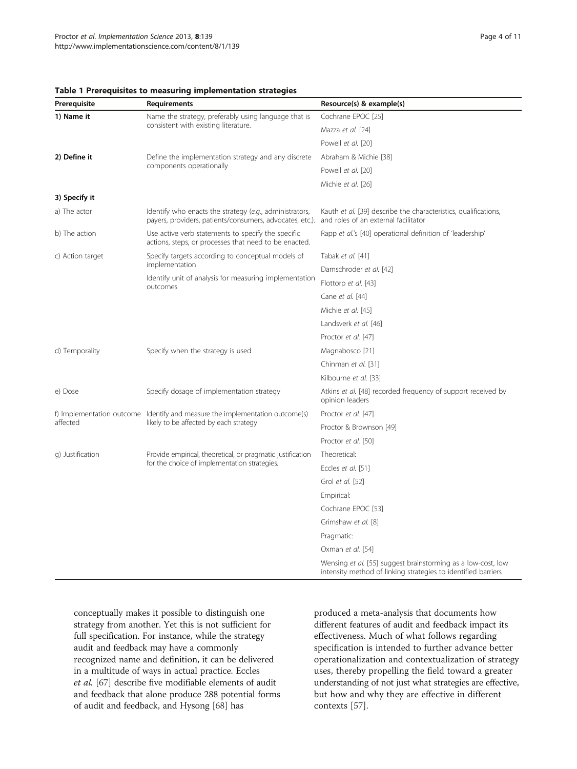**Table 1 Prerequisites to measuring implementation strategies**

| Prerequisite | Requirements | Resource(s) & example(s) |
|---|---|---|
| **1) Name it** | Name the strategy, preferably using language that is consistent with existing literature. | Cochrane EPOC [25] |
| | | Mazza *et al.* [24] |
| | | Powell *et al.* [20] |
| **2) Define it** | Define the implementation strategy and any discrete components operationally | Abraham & Michie [38] |
| | | Powell *et al.* [20] |
| | | Michie *et al.* [26] |
| **3) Specify it** | | |
| a) The actor | Identify who enacts the strategy (*e.g.*, administrators, payers, providers, patients/consumers, advocates, etc.). | Kauth *et al.* [39] describe the characteristics, qualifications, and roles of an external facilitator |
| b) The action | Use active verb statements to specify the specific actions, steps, or processes that need to be enacted. | Rapp *et al.*'s [40] operational definition of 'leadership' |
| c) Action target | Specify targets according to conceptual models of implementation | Tabak *et al.* [41] |
| | Identify unit of analysis for measuring implementation outcomes | Damschroder *et al.* [42] |
| | | Flottorp *et al.* [43] |
| | | Cane *et al.* [44] |
| | | Michie *et al.* [45] |
| | | Landsverk *et al.* [46] |
| | | Proctor *et al.* [47] |
| d) Temporality | Specify when the strategy is used | Magnabosco [21] |
| | | Chinman *et al.* [31] |
| | | Kilbourne *et al.* [33] |
| e) Dose | Specify dosage of implementation strategy | Atkins *et al.* [48] recorded frequency of support received by opinion leaders |
| f) Implementation outcome affected | Identify and measure the implementation outcome(s) likely to be affected by each strategy | Proctor *et al.* [47] |
| | | Proctor & Brownson [49] |
| | | Proctor *et al.* [50] |
| g) Justification | Provide empirical, theoretical, or pragmatic justification for the choice of implementation strategies. | Theoretical: |
| | | Eccles *et al.* [51] |
| | | Grol *et al.* [52] |
| | | Empirical: |
| | | Cochrane EPOC [53] |
| | | Grimshaw *et al.* [8] |
| | | Pragmatic: |
| | | Oxman *et al.* [54] |
| | | Wensing *et al.* [55] suggest brainstorming as a low-cost, low intensity method of linking strategies to identified barriers |

conceptually makes it possible to distinguish one strategy from another. Yet this is not sufficient for full specification. For instance, while the strategy audit and feedback may have a commonly recognized name and definition, it can be delivered in a multitude of ways in actual practice. Eccles *et al.* [67] describe five modifiable elements of audit and feedback that alone produce 288 potential forms of audit and feedback, and Hysong [68] has produced a meta-analysis that documents how different features of audit and feedback impact its effectiveness. Much of what follows regarding specification is intended to further advance better operationalization and contextualization of strategy uses, thereby propelling the field toward a greater understanding of not just what strategies are effective, but how and why they are effective in different contexts [57].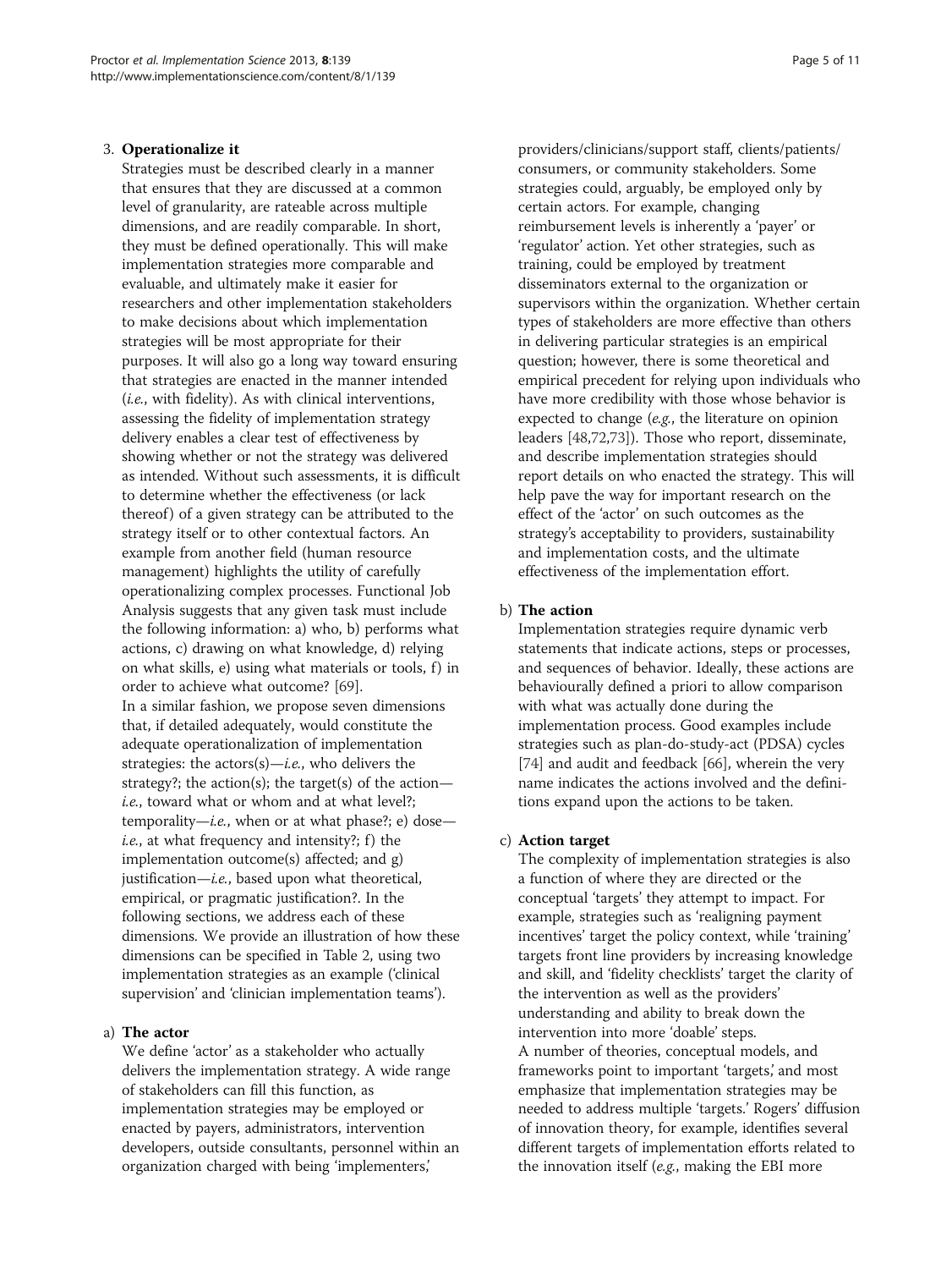3. **Operationalize it**

   Strategies must be described clearly in a manner that ensures that they are discussed at a common level of granularity, are rateable across multiple dimensions, and are readily comparable. In short, they must be defined operationally. This will make implementation strategies more comparable and evaluable, and ultimately make it easier for researchers and other implementation stakeholders to make decisions about which implementation strategies will be most appropriate for their purposes. It will also go a long way toward ensuring that strategies are enacted in the manner intended (*i.e.*, with fidelity). As with clinical interventions, assessing the fidelity of implementation strategy delivery enables a clear test of effectiveness by showing whether or not the strategy was delivered as intended. Without such assessments, it is difficult to determine whether the effectiveness (or lack thereof) of a given strategy can be attributed to the strategy itself or to other contextual factors. An example from another field (human resource management) highlights the utility of carefully operationalizing complex processes. Functional Job Analysis suggests that any given task must include the following information: a) who, b) performs what actions, c) drawing on what knowledge, d) relying on what skills, e) using what materials or tools, f) in order to achieve what outcome? [69].

   In a similar fashion, we propose seven dimensions that, if detailed adequately, would constitute the adequate operationalization of implementation strategies: the actors(s)—*i.e.*, who delivers the strategy?; the action(s); the target(s) of the action—*i.e.*, toward what or whom and at what level?; temporality—*i.e.*, when or at what phase?; e) dose—*i.e.*, at what frequency and intensity?; f) the implementation outcome(s) affected; and g) justification—*i.e.*, based upon what theoretical, empirical, or pragmatic justification?. In the following sections, we address each of these dimensions. We provide an illustration of how these dimensions can be specified in Table 2, using two implementation strategies as an example ('clinical supervision' and 'clinician implementation teams').

   a) **The actor**

   We define 'actor' as a stakeholder who actually delivers the implementation strategy. A wide range of stakeholders can fill this function, as implementation strategies may be employed or enacted by payers, administrators, intervention developers, outside consultants, personnel within an organization charged with being 'implementers,' providers/clinicians/support staff, clients/patients/consumers, or community stakeholders. Some strategies could, arguably, be employed only by certain actors. For example, changing reimbursement levels is inherently a 'payer' or 'regulator' action. Yet other strategies, such as training, could be employed by treatment disseminators external to the organization or supervisors within the organization. Whether certain types of stakeholders are more effective than others in delivering particular strategies is an empirical question; however, there is some theoretical and empirical precedent for relying upon individuals who have more credibility with those whose behavior is expected to change (*e.g.*, the literature on opinion leaders [48,72,73]). Those who report, disseminate, and describe implementation strategies should report details on who enacted the strategy. This will help pave the way for important research on the effect of the 'actor' on such outcomes as the strategy's acceptability to providers, sustainability and implementation costs, and the ultimate effectiveness of the implementation effort.

   b) **The action**

   Implementation strategies require dynamic verb statements that indicate actions, steps or processes, and sequences of behavior. Ideally, these actions are behaviourally defined a priori to allow comparison with what was actually done during the implementation process. Good examples include strategies such as plan-do-study-act (PDSA) cycles [74] and audit and feedback [66], wherein the very name indicates the actions involved and the definitions expand upon the actions to be taken.

   c) **Action target**

   The complexity of implementation strategies is also a function of where they are directed or the conceptual 'targets' they attempt to impact. For example, strategies such as 'realigning payment incentives' target the policy context, while 'training' targets front line providers by increasing knowledge and skill, and 'fidelity checklists' target the clarity of the intervention as well as the providers' understanding and ability to break down the intervention into more 'doable' steps.

   A number of theories, conceptual models, and frameworks point to important 'targets,' and most emphasize that implementation strategies may be needed to address multiple 'targets.' Rogers' diffusion of innovation theory, for example, identifies several different targets of implementation efforts related to the innovation itself (*e.g.*, making the EBI more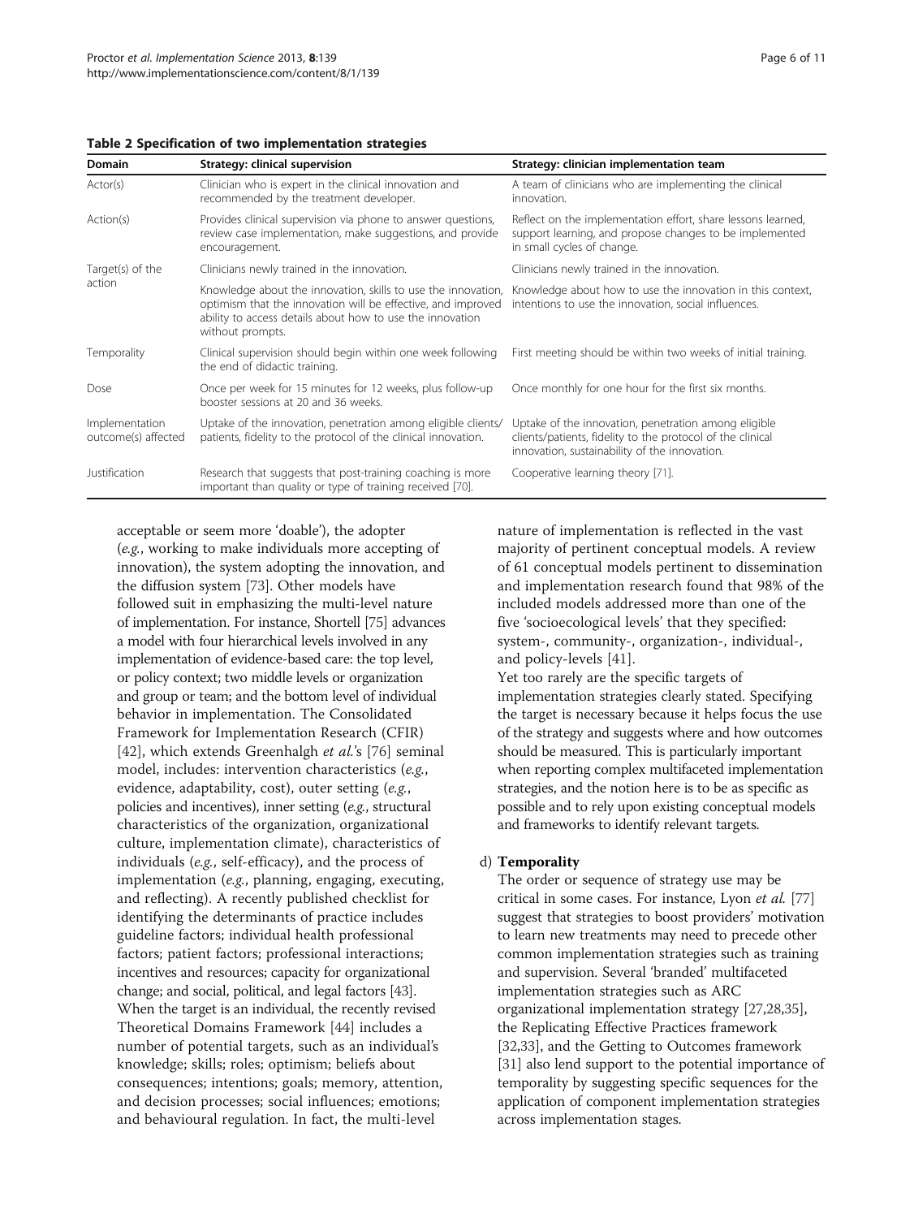**Table 2 Specification of two implementation strategies**

| Domain | Strategy: clinical supervision | Strategy: clinician implementation team |
| --- | --- | --- |
| Actor(s) | Clinician who is expert in the clinical innovation and recommended by the treatment developer. | A team of clinicians who are implementing the clinical innovation. |
| Action(s) | Provides clinical supervision via phone to answer questions, review case implementation, make suggestions, and provide encouragement. | Reflect on the implementation effort, share lessons learned, support learning, and propose changes to be implemented in small cycles of change. |
| Target(s) of the action | Clinicians newly trained in the innovation. | Clinicians newly trained in the innovation. |
| | Knowledge about the innovation, skills to use the innovation, optimism that the innovation will be effective, and improved ability to access details about how to use the innovation without prompts. | Knowledge about how to use the innovation in this context, intentions to use the innovation, social influences. |
| Temporality | Clinical supervision should begin within one week following the end of didactic training. | First meeting should be within two weeks of initial training. |
| Dose | Once per week for 15 minutes for 12 weeks, plus follow-up booster sessions at 20 and 36 weeks. | Once monthly for one hour for the first six months. |
| Implementation outcome(s) affected | Uptake of the innovation, penetration among eligible clients/patients, fidelity to the protocol of the clinical innovation. | Uptake of the innovation, penetration among eligible clients/patients, fidelity to the protocol of the clinical innovation, sustainability of the innovation. |
| Justification | Research that suggests that post-training coaching is more important than quality or type of training received [70]. | Cooperative learning theory [71]. |

acceptable or seem more 'doable'), the adopter (*e.g.*, working to make individuals more accepting of innovation), the system adopting the innovation, and the diffusion system [73]. Other models have followed suit in emphasizing the multi-level nature of implementation. For instance, Shortell [75] advances a model with four hierarchical levels involved in any implementation of evidence-based care: the top level, or policy context; two middle levels or organization and group or team; and the bottom level of individual behavior in implementation. The Consolidated Framework for Implementation Research (CFIR) [42], which extends Greenhalgh *et al.*'s [76] seminal model, includes: intervention characteristics (*e.g.*, evidence, adaptability, cost), outer setting (*e.g.*, policies and incentives), inner setting (*e.g.*, structural characteristics of the organization, organizational culture, implementation climate), characteristics of individuals (*e.g.*, self-efficacy), and the process of implementation (*e.g.*, planning, engaging, executing, and reflecting). A recently published checklist for identifying the determinants of practice includes guideline factors; individual health professional factors; patient factors; professional interactions; incentives and resources; capacity for organizational change; and social, political, and legal factors [43]. When the target is an individual, the recently revised Theoretical Domains Framework [44] includes a number of potential targets, such as an individual's knowledge; skills; roles; optimism; beliefs about consequences; intentions; goals; memory, attention, and decision processes; social influences; emotions; and behavioural regulation. In fact, the multi-level nature of implementation is reflected in the vast majority of pertinent conceptual models. A review of 61 conceptual models pertinent to dissemination and implementation research found that 98% of the included models addressed more than one of the five 'socioecological levels' that they specified: system-, community-, organization-, individual-, and policy-levels [41].

Yet too rarely are the specific targets of implementation strategies clearly stated. Specifying the target is necessary because it helps focus the use of the strategy and suggests where and how outcomes should be measured. This is particularly important when reporting complex multifaceted implementation strategies, and the notion here is to be as specific as possible and to rely upon existing conceptual models and frameworks to identify relevant targets.

d) **Temporality**

The order or sequence of strategy use may be critical in some cases. For instance, Lyon *et al.* [77] suggest that strategies to boost providers' motivation to learn new treatments may need to precede other common implementation strategies such as training and supervision. Several 'branded' multifaceted implementation strategies such as ARC organizational implementation strategy [27,28,35], the Replicating Effective Practices framework [32,33], and the Getting to Outcomes framework [31] also lend support to the potential importance of temporality by suggesting specific sequences for the application of component implementation strategies across implementation stages.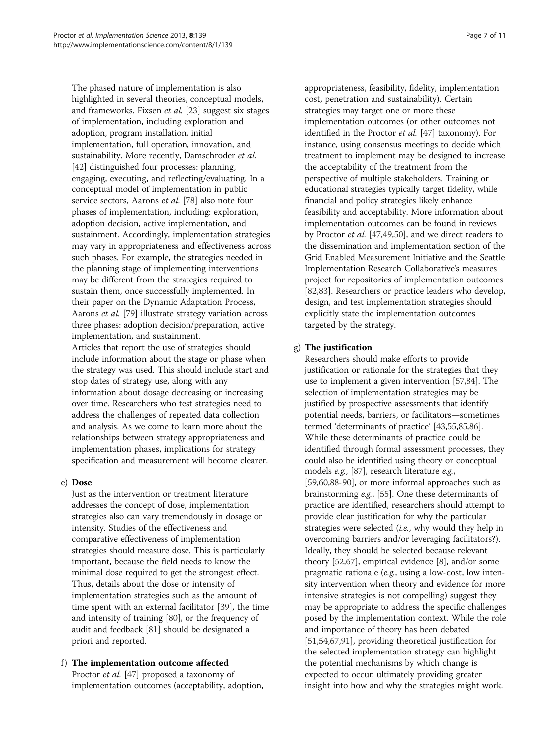The phased nature of implementation is also highlighted in several theories, conceptual models, and frameworks. Fixsen *et al.* [23] suggest six stages of implementation, including exploration and adoption, program installation, initial implementation, full operation, innovation, and sustainability. More recently, Damschroder *et al.* [42] distinguished four processes: planning, engaging, executing, and reflecting/evaluating. In a conceptual model of implementation in public service sectors, Aarons *et al.* [78] also note four phases of implementation, including: exploration, adoption decision, active implementation, and sustainment. Accordingly, implementation strategies may vary in appropriateness and effectiveness across such phases. For example, the strategies needed in the planning stage of implementing interventions may be different from the strategies required to sustain them, once successfully implemented. In their paper on the Dynamic Adaptation Process, Aarons *et al.* [79] illustrate strategy variation across three phases: adoption decision/preparation, active implementation, and sustainment.

Articles that report the use of strategies should include information about the stage or phase when the strategy was used. This should include start and stop dates of strategy use, along with any information about dosage decreasing or increasing over time. Researchers who test strategies need to address the challenges of repeated data collection and analysis. As we come to learn more about the relationships between strategy appropriateness and implementation phases, implications for strategy specification and measurement will become clearer.

e) **Dose**

Just as the intervention or treatment literature addresses the concept of dose, implementation strategies also can vary tremendously in dosage or intensity. Studies of the effectiveness and comparative effectiveness of implementation strategies should measure dose. This is particularly important, because the field needs to know the minimal dose required to get the strongest effect. Thus, details about the dose or intensity of implementation strategies such as the amount of time spent with an external facilitator [39], the time and intensity of training [80], or the frequency of audit and feedback [81] should be designated a priori and reported.

f) **The implementation outcome affected**

Proctor *et al.* [47] proposed a taxonomy of implementation outcomes (acceptability, adoption, appropriateness, feasibility, fidelity, implementation cost, penetration and sustainability). Certain strategies may target one or more these implementation outcomes (or other outcomes not identified in the Proctor *et al.* [47] taxonomy). For instance, using consensus meetings to decide which treatment to implement may be designed to increase the acceptability of the treatment from the perspective of multiple stakeholders. Training or educational strategies typically target fidelity, while financial and policy strategies likely enhance feasibility and acceptability. More information about implementation outcomes can be found in reviews by Proctor *et al.* [47,49,50], and we direct readers to the dissemination and implementation section of the Grid Enabled Measurement Initiative and the Seattle Implementation Research Collaborative's measures project for repositories of implementation outcomes [82,83]. Researchers or practice leaders who develop, design, and test implementation strategies should explicitly state the implementation outcomes targeted by the strategy.

g) **The justification**

Researchers should make efforts to provide justification or rationale for the strategies that they use to implement a given intervention [57,84]. The selection of implementation strategies may be justified by prospective assessments that identify potential needs, barriers, or facilitators—sometimes termed 'determinants of practice' [43,55,85,86]. While these determinants of practice could be identified through formal assessment processes, they could also be identified using theory or conceptual models *e.g.*, [87], research literature *e.g.*, [59,60,88-90], or more informal approaches such as brainstorming *e.g.*, [55]. One these determinants of practice are identified, researchers should attempt to provide clear justification for why the particular strategies were selected (*i.e.*, why would they help in overcoming barriers and/or leveraging facilitators?). Ideally, they should be selected because relevant theory [52,67], empirical evidence [8], and/or some pragmatic rationale (*e.g.*, using a low-cost, low intensity intervention when theory and evidence for more intensive strategies is not compelling) suggest they may be appropriate to address the specific challenges posed by the implementation context. While the role and importance of theory has been debated [51,54,67,91], providing theoretical justification for the selected implementation strategy can highlight the potential mechanisms by which change is expected to occur, ultimately providing greater insight into how and why the strategies might work.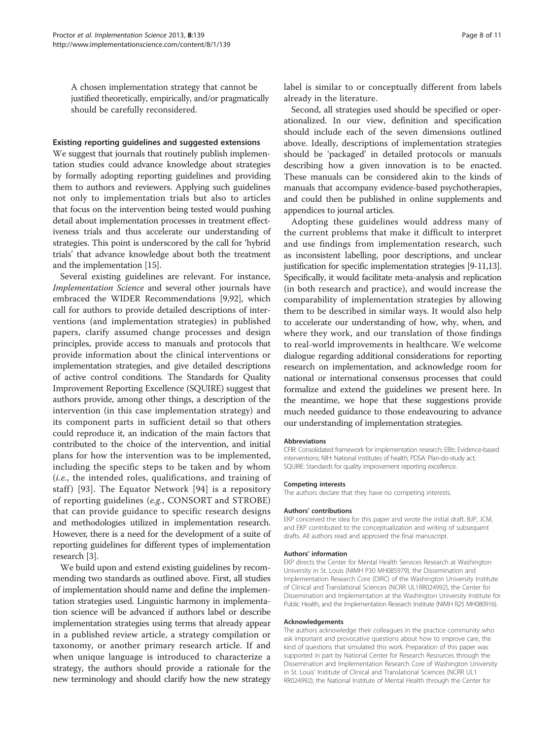A chosen implementation strategy that cannot be justified theoretically, empirically, and/or pragmatically should be carefully reconsidered.

### Existing reporting guidelines and suggested extensions

We suggest that journals that routinely publish implementation studies could advance knowledge about strategies by formally adopting reporting guidelines and providing them to authors and reviewers. Applying such guidelines not only to implementation trials but also to articles that focus on the intervention being tested would pushing detail about implementation processes in treatment effectiveness trials and thus accelerate our understanding of strategies. This point is underscored by the call for 'hybrid trials' that advance knowledge about both the treatment and the implementation [15].

Several existing guidelines are relevant. For instance, *Implementation Science* and several other journals have embraced the WIDER Recommendations [9,92], which call for authors to provide detailed descriptions of interventions (and implementation strategies) in published papers, clarify assumed change processes and design principles, provide access to manuals and protocols that provide information about the clinical interventions or implementation strategies, and give detailed descriptions of active control conditions. The Standards for Quality Improvement Reporting Excellence (SQUIRE) suggest that authors provide, among other things, a description of the intervention (in this case implementation strategy) and its component parts in sufficient detail so that others could reproduce it, an indication of the main factors that contributed to the choice of the intervention, and initial plans for how the intervention was to be implemented, including the specific steps to be taken and by whom (*i.e.*, the intended roles, qualifications, and training of staff) [93]. The Equator Network [94] is a repository of reporting guidelines (*e.g.*, CONSORT and STROBE) that can provide guidance to specific research designs and methodologies utilized in implementation research. However, there is a need for the development of a suite of reporting guidelines for different types of implementation research [3].

We build upon and extend existing guidelines by recommending two standards as outlined above. First, all studies of implementation should name and define the implementation strategies used. Linguistic harmony in implementation science will be advanced if authors label or describe implementation strategies using terms that already appear in a published review article, a strategy compilation or taxonomy, or another primary research article. If and when unique language is introduced to characterize a strategy, the authors should provide a rationale for the new terminology and should clarify how the new strategy label is similar to or conceptually different from labels already in the literature.

Second, all strategies used should be specified or operationalized. In our view, definition and specification should include each of the seven dimensions outlined above. Ideally, descriptions of implementation strategies should be 'packaged' in detailed protocols or manuals describing how a given innovation is to be enacted. These manuals can be considered akin to the kinds of manuals that accompany evidence-based psychotherapies, and could then be published in online supplements and appendices to journal articles.

Adopting these guidelines would address many of the current problems that make it difficult to interpret and use findings from implementation research, such as inconsistent labelling, poor descriptions, and unclear justification for specific implementation strategies [9-11,13]. Specifically, it would facilitate meta-analysis and replication (in both research and practice), and would increase the comparability of implementation strategies by allowing them to be described in similar ways. It would also help to accelerate our understanding of how, why, when, and where they work, and our translation of those findings to real-world improvements in healthcare. We welcome dialogue regarding additional considerations for reporting research on implementation, and acknowledge room for national or international consensus processes that could formalize and extend the guidelines we present here. In the meantime, we hope that these suggestions provide much needed guidance to those endeavouring to advance our understanding of implementation strategies.

#### Abbreviations

CFIR: Consolidated framework for implementation research; EBIs: Evidence-based interventions; NIH: National institutes of health; PDSA: Plan-do-study act; SQUIRE: Standards for quality improvement reporting excellence.

#### Competing interests

The authors declare that they have no competing interests.

#### Authors' contributions

EKP conceived the idea for this paper and wrote the initial draft. BJP, JCM, and EKP contributed to the conceptualization and writing of subsequent drafts. All authors read and approved the final manuscript.

#### Authors' information

EKP directs the Center for Mental Health Services Research at Washington University in St. Louis (NIMH P30 MH085979), the Dissemination and Implementation Research Core (DIRC) of the Washington University Institute of Clinical and Translational Sciences (NCRR UL1RR024992), the Center for Dissemination and Implementation at the Washington University Institute for Public Health, and the Implementation Research Institute (NIMH R25 MH080916).

#### Acknowledgements

The authors acknowledge their colleagues in the practice community who ask important and provocative questions about how to improve care, the kind of questions that simulated this work. Preparation of this paper was supported in part by National Center for Research Resources through the Dissemination and Implementation Research Core of Washington University in St. Louis' Institute of Clinical and Translational Sciences (NCRR UL1 RR024992); the National Institute of Mental Health through the Center for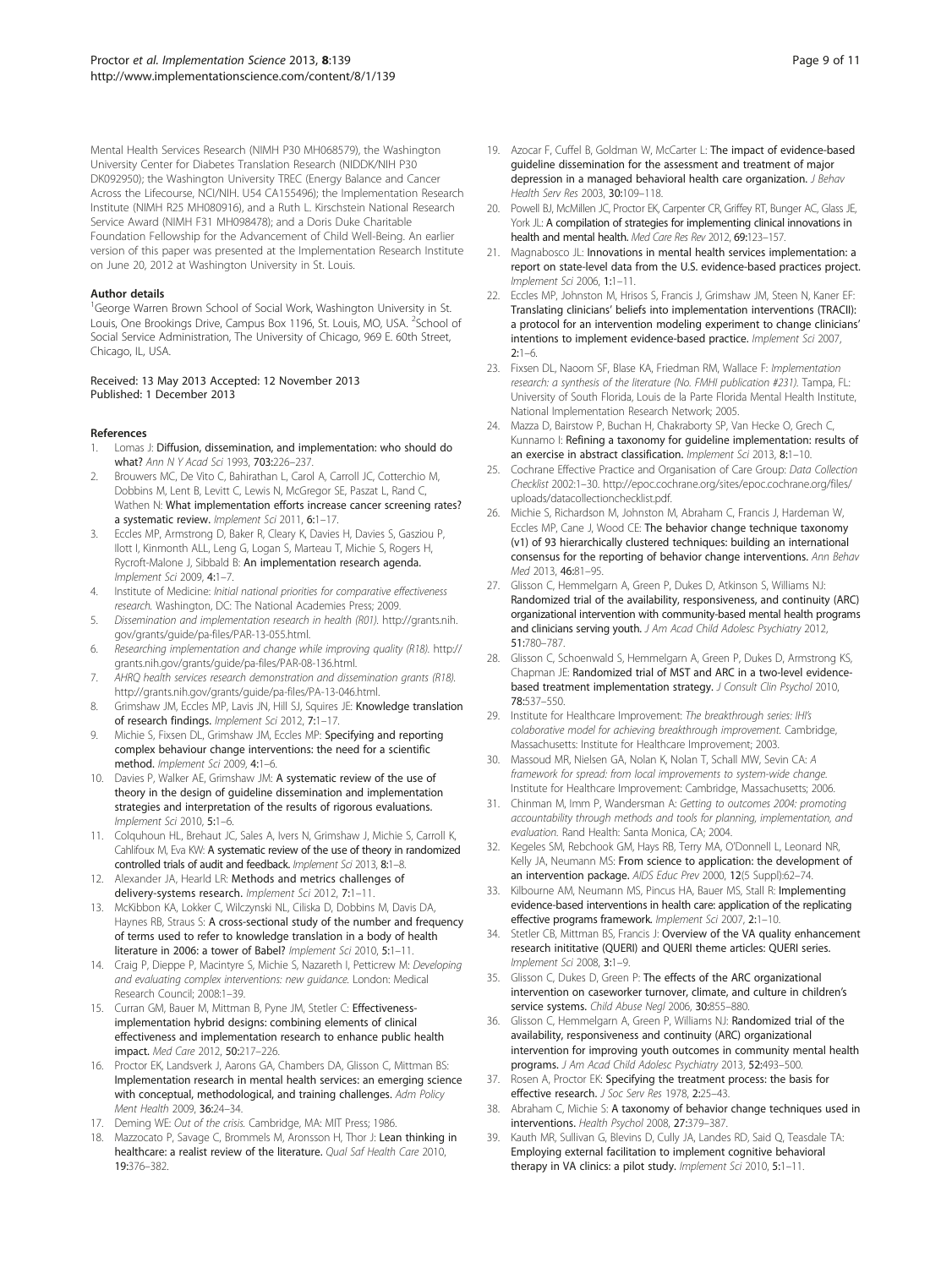Mental Health Services Research (NIMH P30 MH068579), the Washington University Center for Diabetes Translation Research (NIDDK/NIH P30 DK092950); the Washington University TREC (Energy Balance and Cancer Across the Lifecourse, NCI/NIH. U54 CA155496); the Implementation Research Institute (NIMH R25 MH080916), and a Ruth L. Kirschstein National Research Service Award (NIMH F31 MH098478); and a Doris Duke Charitable Foundation Fellowship for the Advancement of Child Well-Being. An earlier version of this paper was presented at the Implementation Research Institute on June 20, 2012 at Washington University in St. Louis.

#### Author details

[1]George Warren Brown School of Social Work, Washington University in St. Louis, One Brookings Drive, Campus Box 1196, St. Louis, MO, USA. [2]School of Social Service Administration, The University of Chicago, 969 E. 60th Street, Chicago, IL, USA.

Received: 13 May 2013 Accepted: 12 November 2013
Published: 1 December 2013

#### References

1. Lomas J: **Diffusion, dissemination, and implementation: who should do what?** *Ann N Y Acad Sci* 1993, **703:**226–237.
2. Brouwers MC, De Vito C, Bahirathan L, Carol A, Carroll JC, Cotterchio M, Dobbins M, Lent B, Levitt C, Lewis N, McGregor SE, Paszat L, Rand C, Wathen N: **What implementation efforts increase cancer screening rates? a systematic review.** *Implement Sci* 2011, **6:**1–17.
3. Eccles MP, Armstrong D, Baker R, Cleary K, Davies H, Davies S, Gasziou P, Ilott I, Kinmonth ALL, Leng G, Logan S, Marteau T, Michie S, Rogers H, Rycroft-Malone J, Sibbald B: **An implementation research agenda.** *Implement Sci* 2009, **4:**1–7.
4. Institute of Medicine: *Initial national priorities for comparative effectiveness research.* Washington, DC: The National Academies Press; 2009.
5. *Dissemination and implementation research in health (R01).* http://grants.nih.gov/grants/guide/pa-files/PAR-13-055.html.
6. *Researching implementation and change while improving quality (R18).* http://grants.nih.gov/grants/guide/pa-files/PAR-08-136.html.
7. *AHRQ health services research demonstration and dissemination grants (R18).* http://grants.nih.gov/grants/guide/pa-files/PA-13-046.html.
8. Grimshaw JM, Eccles MP, Lavis JN, Hill SJ, Squires JE: **Knowledge translation of research findings.** *Implement Sci* 2012, **7:**1–17.
9. Michie S, Fixsen DL, Grimshaw JM, Eccles MP: **Specifying and reporting complex behaviour change interventions: the need for a scientific method.** *Implement Sci* 2009, **4:**1–6.
10. Davies P, Walker AE, Grimshaw JM: **A systematic review of the use of theory in the design of guideline dissemination and implementation strategies and interpretation of the results of rigorous evaluations.** *Implement Sci* 2010, **5:**1–6.
11. Colquhoun HL, Brehaut JC, Sales A, Ivers N, Grimshaw J, Michie S, Carroll K, Cahlifoux M, Eva KW: **A systematic review of the use of theory in randomized controlled trials of audit and feedback.** *Implement Sci* 2013, **8:**1–8.
12. Alexander JA, Hearld LR: **Methods and metrics challenges of delivery-systems research.** *Implement Sci* 2012, **7:**1–11.
13. McKibbon KA, Lokker C, Wilczynski NL, Ciliska D, Dobbins M, Davis DA, Haynes RB, Straus S: **A cross-sectional study of the number and frequency of terms used to refer to knowledge translation in a body of health literature in 2006: a tower of Babel?** *Implement Sci* 2010, **5:**1–11.
14. Craig P, Dieppe P, Macintyre S, Michie S, Nazareth I, Petticrew M: *Developing and evaluating complex interventions: new guidance.* London: Medical Research Council; 2008:1–39.
15. Curran GM, Bauer M, Mittman B, Pyne JM, Stetler C: **Effectiveness-implementation hybrid designs: combining elements of clinical effectiveness and implementation research to enhance public health impact.** *Med Care* 2012, **50:**217–226.
16. Proctor EK, Landsverk J, Aarons GA, Chambers DA, Glisson C, Mittman BS: **Implementation research in mental health services: an emerging science with conceptual, methodological, and training challenges.** *Adm Policy Ment Health* 2009, **36:**24–34.
17. Deming WE: *Out of the crisis.* Cambridge, MA: MIT Press; 1986.
18. Mazzocato P, Savage C, Brommels M, Aronsson H, Thor J: **Lean thinking in healthcare: a realist review of the literature.** *Qual Saf Health Care* 2010, **19:**376–382.
19. Azocar F, Cuffel B, Goldman W, McCarter L: **The impact of evidence-based guideline dissemination for the assessment and treatment of major depression in a managed behavioral health care organization.** *J Behav Health Serv Res* 2003, **30:**109–118.
20. Powell BJ, McMillen JC, Proctor EK, Carpenter CR, Griffey RT, Bunger AC, Glass JE, York JL: **A compilation of strategies for implementing clinical innovations in health and mental health.** *Med Care Res Rev* 2012, **69:**123–157.
21. Magnabosco JL: **Innovations in mental health services implementation: a report on state-level data from the U.S. evidence-based practices project.** *Implement Sci* 2006, **1:**1–11.
22. Eccles MP, Johnston M, Hrisos S, Francis J, Grimshaw JM, Steen N, Kaner EF: **Translating clinicians' beliefs into implementation interventions (TRACII): a protocol for an intervention modeling experiment to change clinicians' intentions to implement evidence-based practice.** *Implement Sci* 2007, **2:**1–6.
23. Fixsen DL, Naoom SF, Blase KA, Friedman RM, Wallace F: *Implementation research: a synthesis of the literature (No. FMHI publication #231).* Tampa, FL: University of South Florida, Louis de la Parte Florida Mental Health Institute, National Implementation Research Network; 2005.
24. Mazza D, Bairstow P, Buchan H, Chakraborty SP, Van Hecke O, Grech C, Kunnamo I: **Refining a taxonomy for guideline implementation: results of an exercise in abstract classification.** *Implement Sci* 2013, **8:**1–10.
25. Cochrane Effective Practice and Organisation of Care Group: *Data Collection Checklist* 2002:1–30. http://epoc.cochrane.org/sites/epoc.cochrane.org/files/uploads/datacollectionchecklist.pdf.
26. Michie S, Richardson M, Johnston M, Abraham C, Francis J, Hardeman W, Eccles MP, Cane J, Wood CE: **The behavior change technique taxonomy (v1) of 93 hierarchically clustered techniques: building an international consensus for the reporting of behavior change interventions.** *Ann Behav Med* 2013, **46:**81–95.
27. Glisson C, Hemmelgarn A, Green P, Dukes D, Atkinson S, Williams NJ: **Randomized trial of the availability, responsiveness, and continuity (ARC) organizational intervention with community-based mental health programs and clinicians serving youth.** *J Am Acad Child Adolesc Psychiatry* 2012, **51:**780–787.
28. Glisson C, Schoenwald S, Hemmelgarn A, Green P, Dukes D, Armstrong KS, Chapman JE: **Randomized trial of MST and ARC in a two-level evidence-based treatment implementation strategy.** *J Consult Clin Psychol* 2010, **78:**537–550.
29. Institute for Healthcare Improvement: *The breakthrough series: IHI's colaborative model for achieving breakthrough improvement.* Cambridge, Massachusetts: Institute for Healthcare Improvement; 2003.
30. Massoud MR, Nielsen GA, Nolan K, Nolan T, Schall MW, Sevin CA: *A framework for spread: from local improvements to system-wide change.* Institute for Healthcare Improvement: Cambridge, Massachusetts; 2006.
31. Chinman M, Imm P, Wandersman A: *Getting to outcomes 2004: promoting accountability through methods and tools for planning, implementation, and evaluation.* Rand Health: Santa Monica, CA; 2004.
32. Kegeles SM, Rebchook GM, Hays RB, Terry MA, O'Donnell L, Leonard NR, Kelly JA, Neumann MS: **From science to application: the development of an intervention package.** *AIDS Educ Prev* 2000, **12**(5 Suppl):62–74.
33. Kilbourne AM, Neumann MS, Pincus HA, Bauer MS, Stall R: **Implementing evidence-based interventions in health care: application of the replicating effective programs framework.** *Implement Sci* 2007, **2:**1–10.
34. Stetler CB, Mittman BS, Francis J: **Overview of the VA quality enhancement research inititative (QUERI) and QUERI theme articles: QUERI series.** *Implement Sci* 2008, **3:**1–9.
35. Glisson C, Dukes D, Green P: **The effects of the ARC organizational intervention on caseworker turnover, climate, and culture in children's service systems.** *Child Abuse Negl* 2006, **30:**855–880.
36. Glisson C, Hemmelgarn A, Green P, Williams NJ: **Randomized trial of the availability, responsiveness and continuity (ARC) organizational intervention for improving youth outcomes in community mental health programs.** *J Am Acad Child Adolesc Psychiatry* 2013, **52:**493–500.
37. Rosen A, Proctor EK: **Specifying the treatment process: the basis for effective research.** *J Soc Serv Res* 1978, **2:**25–43.
38. Abraham C, Michie S: **A taxonomy of behavior change techniques used in interventions.** *Health Psychol* 2008, **27:**379–387.
39. Kauth MR, Sullivan G, Blevins D, Cully JA, Landes RD, Said Q, Teasdale TA: **Employing external facilitation to implement cognitive behavioral therapy in VA clinics: a pilot study.** *Implement Sci* 2010, **5:**1–11.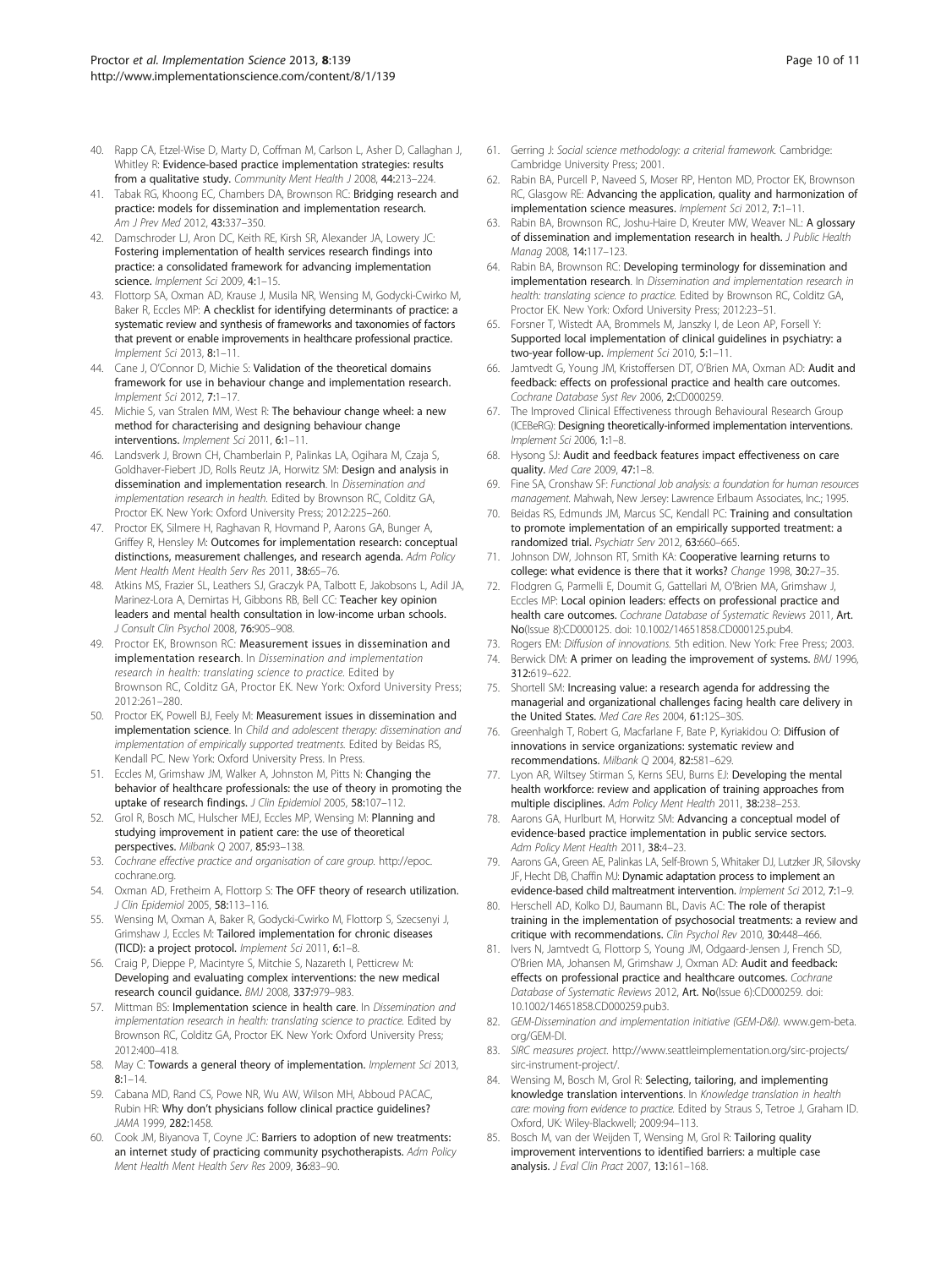40. Rapp CA, Etzel-Wise D, Marty D, Coffman M, Carlson L, Asher D, Callaghan J, Whitley R: **Evidence-based practice implementation strategies: results from a qualitative study.** *Community Ment Health J* 2008, **44:**213–224.
41. Tabak RG, Khoong EC, Chambers DA, Brownson RC: **Bridging research and practice: models for dissemination and implementation research.** *Am J Prev Med* 2012, **43:**337–350.
42. Damschroder LJ, Aron DC, Keith RE, Kirsh SR, Alexander JA, Lowery JC: **Fostering implementation of health services research findings into practice: a consolidated framework for advancing implementation science.** *Implement Sci* 2009, **4:**1–15.
43. Flottorp SA, Oxman AD, Krause J, Musila NR, Wensing M, Godycki-Cwirko M, Baker R, Eccles MP: **A checklist for identifying determinants of practice: a systematic review and synthesis of frameworks and taxonomies of factors that prevent or enable improvements in healthcare professional practice.** *Implement Sci* 2013, **8:**1–11.
44. Cane J, O'Connor D, Michie S: **Validation of the theoretical domains framework for use in behaviour change and implementation research.** *Implement Sci* 2012, **7:**1–17.
45. Michie S, van Stralen MM, West R: **The behaviour change wheel: a new method for characterising and designing behaviour change interventions.** *Implement Sci* 2011, **6:**1–11.
46. Landsverk J, Brown CH, Chamberlain P, Palinkas LA, Ogihara M, Czaja S, Goldhaver-Fiebert JD, Rolls Reutz JA, Horwitz SM: **Design and analysis in dissemination and implementation research.** In *Dissemination and implementation research in health.* Edited by Brownson RC, Colditz GA, Proctor EK. New York: Oxford University Press; 2012:225–260.
47. Proctor EK, Silmere H, Raghavan R, Hovmand P, Aarons GA, Bunger A, Griffey R, Hensley M: **Outcomes for implementation research: conceptual distinctions, measurement challenges, and research agenda.** *Adm Policy Ment Health Ment Health Serv Res* 2011, **38:**65–76.
48. Atkins MS, Frazier SL, Leathers SJ, Graczyk PA, Talbott E, Jakobsons L, Adil JA, Marinez-Lora A, Demirtas H, Gibbons RB, Bell CC: **Teacher key opinion leaders and mental health consultation in low-income urban schools.** *J Consult Clin Psychol* 2008, **76:**905–908.
49. Proctor EK, Brownson RC: **Measurement issues in dissemination and implementation research.** In *Dissemination and implementation research in health: translating science to practice.* Edited by Brownson RC, Colditz GA, Proctor EK. New York: Oxford University Press; 2012:261–280.
50. Proctor EK, Powell BJ, Feely M: **Measurement issues in dissemination and implementation science.** In *Child and adolescent therapy: dissemination and implementation of empirically supported treatments.* Edited by Beidas RS, Kendall PC. New York: Oxford University Press. In Press.
51. Eccles M, Grimshaw JM, Walker A, Johnston M, Pitts N: **Changing the behavior of healthcare professionals: the use of theory in promoting the uptake of research findings.** *J Clin Epidemiol* 2005, **58:**107–112.
52. Grol R, Bosch MC, Hulscher MEJ, Eccles MP, Wensing M: **Planning and studying improvement in patient care: the use of theoretical perspectives.** *Milbank Q* 2007, **85:**93–138.
53. *Cochrane effective practice and organisation of care group.* http://epoc.cochrane.org.
54. Oxman AD, Fretheim A, Flottorp S: **The OFF theory of research utilization.** *J Clin Epidemiol* 2005, **58:**113–116.
55. Wensing M, Oxman A, Baker R, Godycki-Cwirko M, Flottorp S, Szecsenyi J, Grimshaw J, Eccles M: **Tailored implementation for chronic diseases (TICD): a project protocol.** *Implement Sci* 2011, **6:**1–8.
56. Craig P, Dieppe P, Macintyre S, Mitchie S, Nazareth I, Petticrew M: **Developing and evaluating complex interventions: the new medical research council guidance.** *BMJ* 2008, **337:**979–983.
57. Mittman BS: **Implementation science in health care.** In *Dissemination and implementation research in health: translating science to practice.* Edited by Brownson RC, Colditz GA, Proctor EK. New York: Oxford University Press; 2012:400–418.
58. May C: **Towards a general theory of implementation.** *Implement Sci* 2013, **8:**1–14.
59. Cabana MD, Rand CS, Powe NR, Wu AW, Wilson MH, Abboud PACAC, Rubin HR: **Why don't physicians follow clinical practice guidelines?** *JAMA* 1999, **282:**1458.
60. Cook JM, Biyanova T, Coyne JC: **Barriers to adoption of new treatments: an internet study of practicing community psychotherapists.** *Adm Policy Ment Health Ment Health Serv Res* 2009, **36:**83–90.
61. Gerring J: *Social science methodology: a criterial framework.* Cambridge: Cambridge University Press; 2001.
62. Rabin BA, Purcell P, Naveed S, Moser RP, Henton MD, Proctor EK, Brownson RC, Glasgow RE: **Advancing the application, quality and harmonization of implementation science measures.** *Implement Sci* 2012, **7:**1–11.
63. Rabin BA, Brownson RC, Joshu-Haire D, Kreuter MW, Weaver NL: **A glossary of dissemination and implementation research in health.** *J Public Health Manag* 2008, **14:**117–123.
64. Rabin BA, Brownson RC: **Developing terminology for dissemination and implementation research.** In *Dissemination and implementation research in health: translating science to practice.* Edited by Brownson RC, Colditz GA, Proctor EK. New York: Oxford University Press; 2012:23–51.
65. Forsner T, Wistedt AA, Brommels M, Janszky I, de Leon AP, Forsell Y: **Supported local implementation of clinical guidelines in psychiatry: a two-year follow-up.** *Implement Sci* 2010, **5:**1–11.
66. Jamtvedt G, Young JM, Kristoffersen DT, O'Brien MA, Oxman AD: **Audit and feedback: effects on professional practice and health care outcomes.** *Cochrane Database Syst Rev* 2006, **2:**CD000259.
67. The Improved Clinical Effectiveness through Behavioural Research Group (ICEBeRG): **Designing theoretically-informed implementation interventions.** *Implement Sci* 2006, **1:**1–8.
68. Hysong SJ: **Audit and feedback features impact effectiveness on care quality.** *Med Care* 2009, **47:**1–8.
69. Fine SA, Cronshaw SF: *Functional Job analysis: a foundation for human resources management.* Mahwah, New Jersey: Lawrence Erlbaum Associates, Inc.; 1995.
70. Beidas RS, Edmunds JM, Marcus SC, Kendall PC: **Training and consultation to promote implementation of an empirically supported treatment: a randomized trial.** *Psychiatr Serv* 2012, **63:**660–665.
71. Johnson DW, Johnson RT, Smith KA: **Cooperative learning returns to college: what evidence is there that it works?** *Change* 1998, **30:**27–35.
72. Flodgren G, Parmelli E, Doumit G, Gattellari M, O'Brien MA, Grimshaw J, Eccles MP: **Local opinion leaders: effects on professional practice and health care outcomes.** *Cochrane Database of Systematic Reviews* 2011, **Art. No**(Issue 8):CD000125. doi: 10.1002/14651858.CD000125.pub4.
73. Rogers EM: *Diffusion of innovations.* 5th edition. New York: Free Press; 2003.
74. Berwick DM: **A primer on leading the improvement of systems.** *BMJ* 1996, **312:**619–622.
75. Shortell SM: **Increasing value: a research agenda for addressing the managerial and organizational challenges facing health care delivery in the United States.** *Med Care Res* 2004, **61:**12S–30S.
76. Greenhalgh T, Robert G, Macfarlane F, Bate P, Kyriakidou O: **Diffusion of innovations in service organizations: systematic review and recommendations.** *Milbank Q* 2004, **82:**581–629.
77. Lyon AR, Wiltsey Stirman S, Kerns SEU, Burns EJ: **Developing the mental health workforce: review and application of training approaches from multiple disciplines.** *Adm Policy Ment Health* 2011, **38:**238–253.
78. Aarons GA, Hurlburt M, Horwitz SM: **Advancing a conceptual model of evidence-based practice implementation in public service sectors.** *Adm Policy Ment Health* 2011, **38:**4–23.
79. Aarons GA, Green AE, Palinkas LA, Self-Brown S, Whitaker DJ, Lutzker JR, Silovsky JF, Hecht DB, Chaffin MJ: **Dynamic adaptation process to implement an evidence-based child maltreatment intervention.** *Implement Sci* 2012, **7:**1–9.
80. Herschell AD, Kolko DJ, Baumann BL, Davis AC: **The role of therapist training in the implementation of psychosocial treatments: a review and critique with recommendations.** *Clin Psychol Rev* 2010, **30:**448–466.
81. Ivers N, Jamtvedt G, Flottorp S, Young JM, Odgaard-Jensen J, French SD, O'Brien MA, Johansen M, Grimshaw J, Oxman AD: **Audit and feedback: effects on professional practice and healthcare outcomes.** *Cochrane Database of Systematic Reviews* 2012, **Art. No**(Issue 6):CD000259. doi: 10.1002/14651858.CD000259.pub3.
82. *GEM-Dissemination and implementation initiative (GEM-D&I).* www.gem-beta.org/GEM-DI.
83. *SIRC measures project.* http://www.seattleimplementation.org/sirc-projects/sirc-instrument-project/.
84. Wensing M, Bosch M, Grol R: **Selecting, tailoring, and implementing knowledge translation interventions.** In *Knowledge translation in health care: moving from evidence to practice.* Edited by Straus S, Tetroe J, Graham ID. Oxford, UK: Wiley-Blackwell; 2009:94–113.
85. Bosch M, van der Weijden T, Wensing M, Grol R: **Tailoring quality improvement interventions to identified barriers: a multiple case analysis.** *J Eval Clin Pract* 2007, **13:**161–168.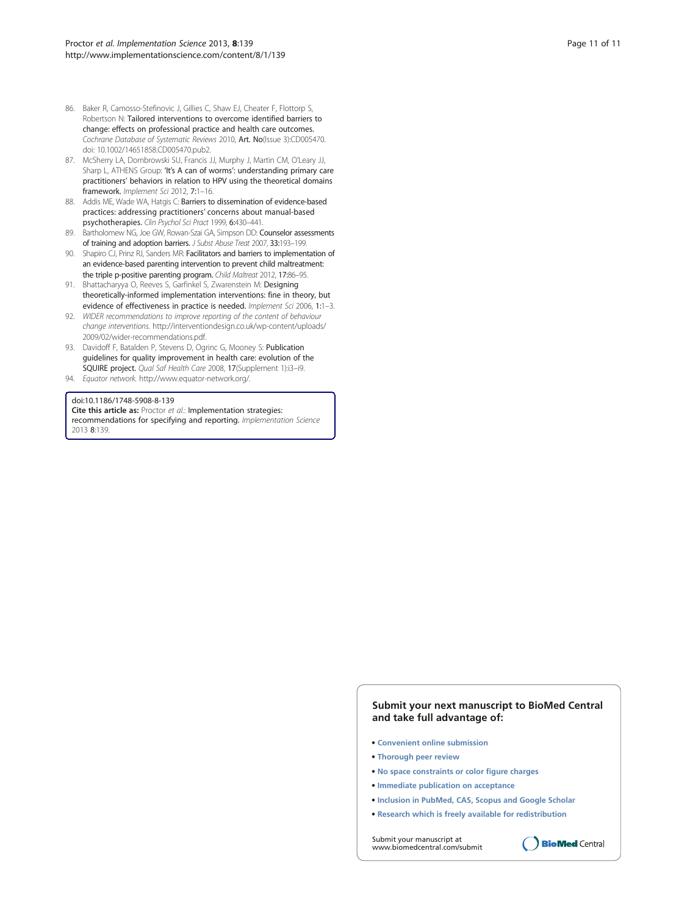86. Baker R, Camosso-Stefinovic J, Gillies C, Shaw EJ, Cheater F, Flottorp S, Robertson N: **Tailored interventions to overcome identified barriers to change: effects on professional practice and health care outcomes.** *Cochrane Database of Systematic Reviews* 2010, **Art. No**(Issue 3):CD005470. doi: 10.1002/14651858.CD005470.pub2.
87. McSherry LA, Dombrowski SU, Francis JJ, Murphy J, Martin CM, O'Leary JJ, Sharp L, ATHENS Group: **'It's A can of worms': understanding primary care practitioners' behaviors in relation to HPV using the theoretical domains framework.** *Implement Sci* 2012, **7:**1–16.
88. Addis ME, Wade WA, Hatgis C: **Barriers to dissemination of evidence-based practices: addressing practitioners' concerns about manual-based psychotherapies.** *Clin Psychol Sci Pract* 1999, **6:**430–441.
89. Bartholomew NG, Joe GW, Rowan-Szai GA, Simpson DD: **Counselor assessments of training and adoption barriers.** *J Subst Abuse Treat* 2007, **33:**193–199.
90. Shapiro CJ, Prinz RJ, Sanders MR: **Facilitators and barriers to implementation of an evidence-based parenting intervention to prevent child maltreatment: the triple p-positive parenting program.** *Child Maltreat* 2012, **17:**86–95.
91. Bhattacharyya O, Reeves S, Garfinkel S, Zwarenstein M: **Designing theoretically-informed implementation interventions: fine in theory, but evidence of effectiveness in practice is needed.** *Implement Sci* 2006, **1:**1–3.
92. *WIDER recommendations to improve reporting of the content of behaviour change interventions.* http://interventiondesign.co.uk/wp-content/uploads/2009/02/wider-recommendations.pdf.
93. Davidoff F, Batalden P, Stevens D, Ogrinc G, Mooney S: **Publication guidelines for quality improvement in health care: evolution of the SQUIRE project.** *Qual Saf Health Care* 2008, **17**(Supplement 1):i3–i9.
94. *Equator network.* http://www.equator-network.org/.

doi:10.1186/1748-5908-8-139
**Cite this article as:** Proctor *et al.*: Implementation strategies: recommendations for specifying and reporting. *Implementation Science* 2013 **8**:139.

**Submit your next manuscript to BioMed Central and take full advantage of:**

- **Convenient online submission**
- **Thorough peer review**
- **No space constraints or color figure charges**
- **Immediate publication on acceptance**
- **Inclusion in PubMed, CAS, Scopus and Google Scholar**
- **Research which is freely available for redistribution**

Submit your manuscript at
www.biomedcentral.com/submit

BioMed Central